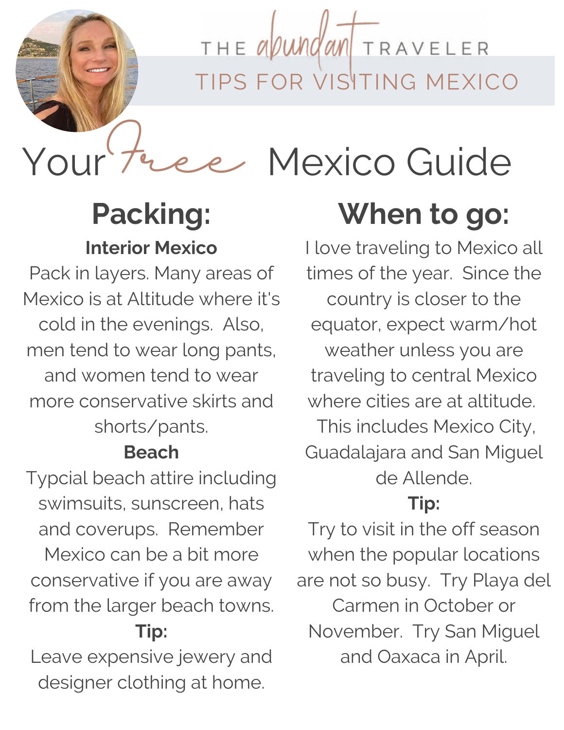THE abundant TRAVELER

TIPS FOR VISITING MEXICO

# Your Free Mexico Guide

## Packing:

### Interior Mexico

Pack in layers. Many areas of Mexico is at Altitude where it's cold in the evenings. Also, men tend to wear long pants, and women tend to wear more conservative skirts and shorts/pants.

### Beach

Typcial beach attire including swimsuits, sunscreen, hats and coverups. Remember Mexico can be a bit more conservative if you are away from the larger beach towns.

### Tip:

Leave expensive jewery and designer clothing at home.

## When to go:

I love traveling to Mexico all times of the year. Since the country is closer to the equator, expect warm/hot weather unless you are traveling to central Mexico where cities are at altitude. This includes Mexico City, Guadalajara and San Miguel de Allende.

### Tip:

Try to visit in the off season when the popular locations are not so busy. Try Playa del Carmen in October or November. Try San Miguel and Oaxaca in April.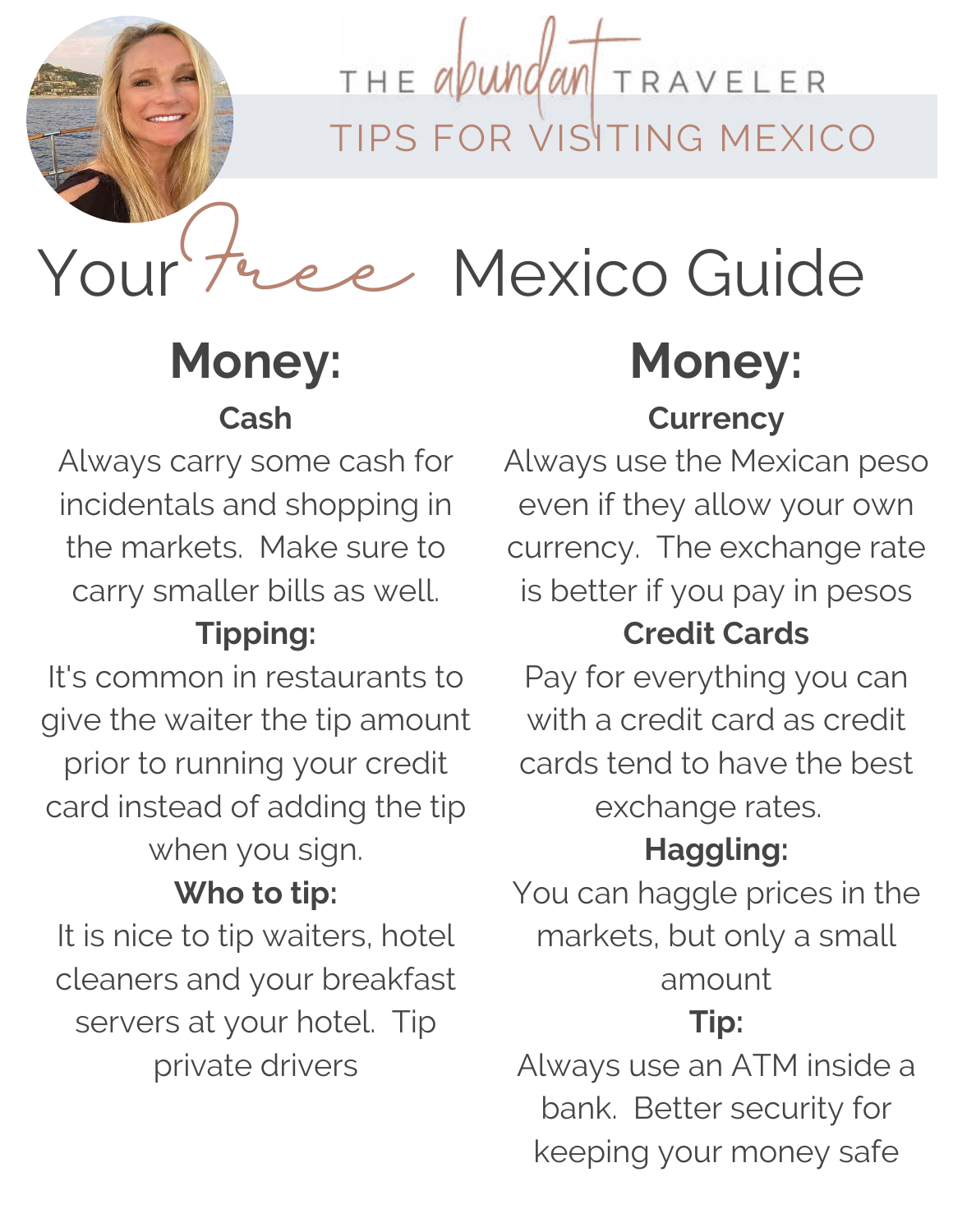THE abundant TRAVELER

TIPS FOR VISITING MEXICO

# Your Free Mexico Guide

## Money:

**Cash**

Always carry some cash for incidentals and shopping in the markets. Make sure to carry smaller bills as well.

**Tipping:**

It's common in restaurants to give the waiter the tip amount prior to running your credit card instead of adding the tip when you sign.

**Who to tip:**

It is nice to tip waiters, hotel cleaners and your breakfast servers at your hotel. Tip private drivers

## Money:

**Currency**

Always use the Mexican peso even if they allow your own currency. The exchange rate is better if you pay in pesos

**Credit Cards**

Pay for everything you can with a credit card as credit cards tend to have the best exchange rates.

**Haggling:**

You can haggle prices in the markets, but only a small amount

**Tip:**

Always use an ATM inside a bank. Better security for keeping your money safe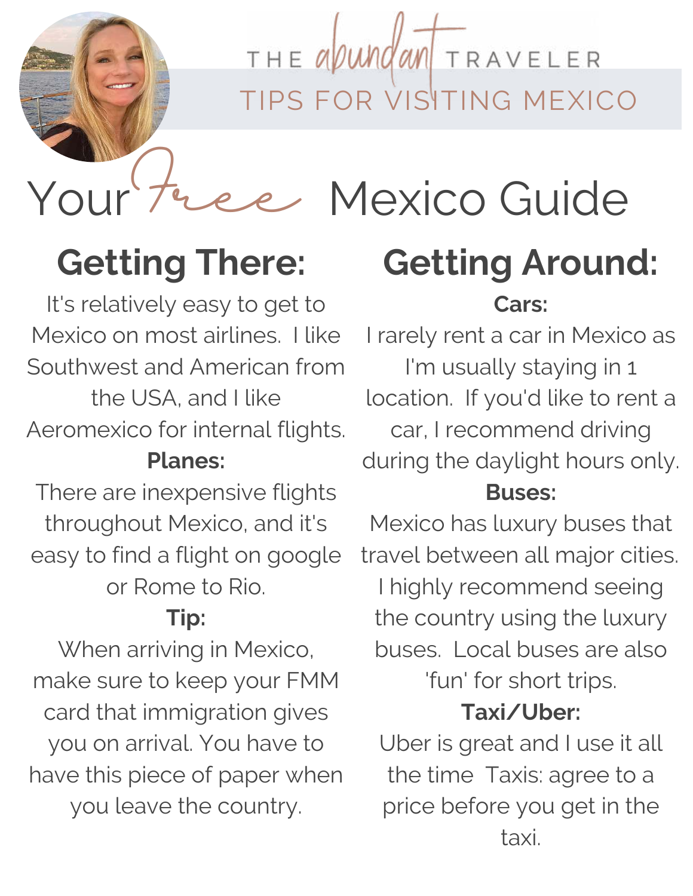THE *abundant* TRAVELER

TIPS FOR VISITING MEXICO

# Your *Free* Mexico Guide

## Getting There:

It's relatively easy to get to Mexico on most airlines. I like Southwest and American from the USA, and I like Aeromexico for internal flights.

**Planes:**

There are inexpensive flights throughout Mexico, and it's easy to find a flight on google or Rome to Rio.

**Tip:**

When arriving in Mexico, make sure to keep your FMM card that immigration gives you on arrival. You have to have this piece of paper when you leave the country.

## Getting Around:

**Cars:**

I rarely rent a car in Mexico as I'm usually staying in 1 location. If you'd like to rent a car, I recommend driving during the daylight hours only.

**Buses:**

Mexico has luxury buses that travel between all major cities. I highly recommend seeing the country using the luxury buses. Local buses are also 'fun' for short trips.

**Taxi/Uber:**

Uber is great and I use it all the time Taxis: agree to a price before you get in the taxi.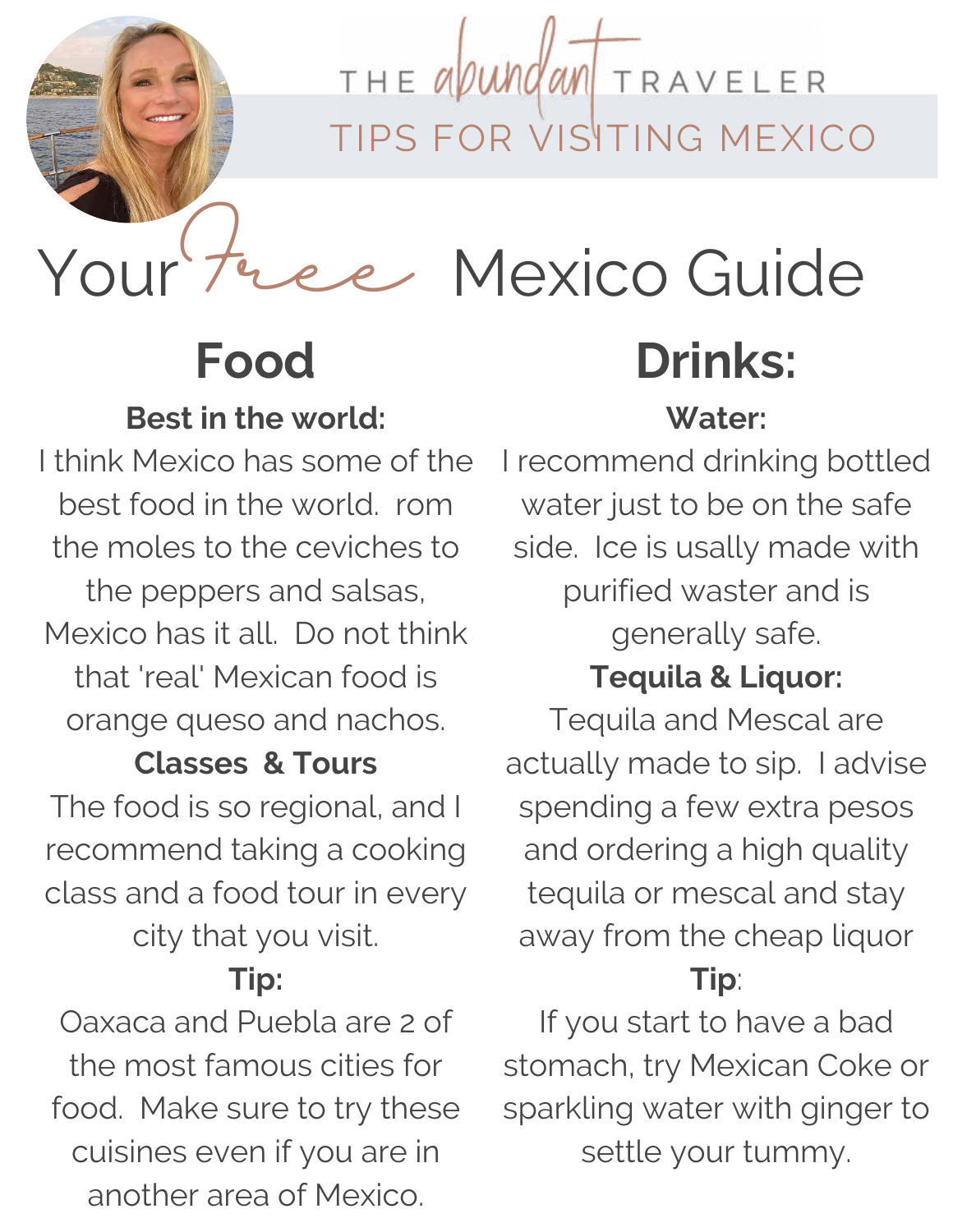THE abundant TRAVELER

TIPS FOR VISITING MEXICO

# Your Free Mexico Guide

## Food

**Best in the world:**

I think Mexico has some of the best food in the world. rom the moles to the ceviches to the peppers and salsas, Mexico has it all. Do not think that 'real' Mexican food is orange queso and nachos.

**Classes & Tours**

The food is so regional, and I recommend taking a cooking class and a food tour in every city that you visit.

**Tip:**

Oaxaca and Puebla are 2 of the most famous cities for food. Make sure to try these cuisines even if you are in another area of Mexico.

## Drinks:

**Water:**

I recommend drinking bottled water just to be on the safe side. Ice is usally made with purified waster and is generally safe.

**Tequila & Liquor:**

Tequila and Mescal are actually made to sip. I advise spending a few extra pesos and ordering a high quality tequila or mescal and stay away from the cheap liquor

**Tip**:

If you start to have a bad stomach, try Mexican Coke or sparkling water with ginger to settle your tummy.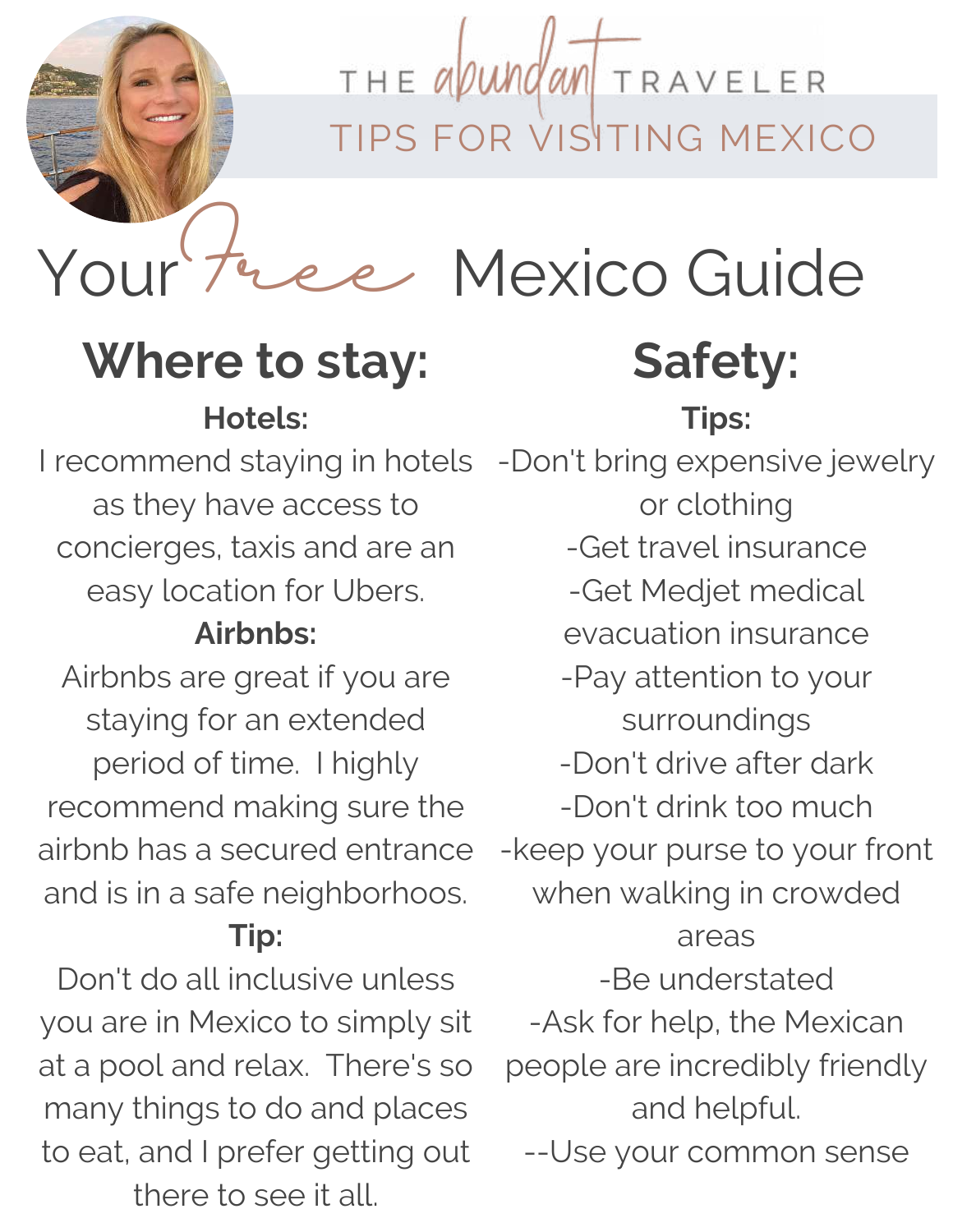THE *abundant* TRAVELER

TIPS FOR VISITING MEXICO

# Your *Free* Mexico Guide

## Where to stay:

**Hotels:**

I recommend staying in hotels as they have access to concierges, taxis and are an easy location for Ubers.

**Airbnbs:**

Airbnbs are great if you are staying for an extended period of time. I highly recommend making sure the airbnb has a secured entrance and is in a safe neighborhoos.

**Tip:**

Don't do all inclusive unless you are in Mexico to simply sit at a pool and relax. There's so many things to do and places to eat, and I prefer getting out there to see it all.

## Safety:

**Tips:**

-Don't bring expensive jewelry or clothing

-Get travel insurance

-Get Medjet medical evacuation insurance

-Pay attention to your surroundings

-Don't drive after dark

-Don't drink too much

-keep your purse to your front when walking in crowded areas

-Be understated

-Ask for help, the Mexican people are incredibly friendly and helpful.

--Use your common sense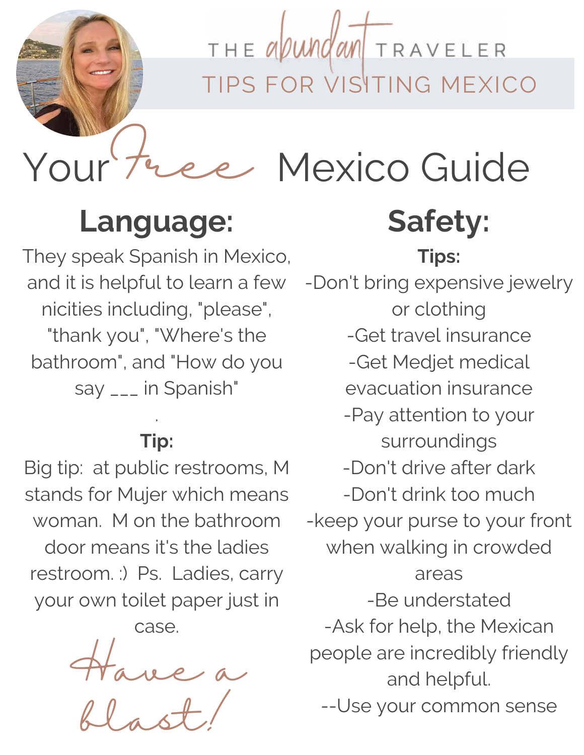THE *abundant* TRAVELER

TIPS FOR VISITING MEXICO

# Your *Free* Mexico Guide

## Language:

They speak Spanish in Mexico, and it is helpful to learn a few nicities including, "please", "thank you", "Where's the bathroom", and "How do you say ___ in Spanish"

.

**Tip:**

Big tip: at public restrooms, M stands for Mujer which means woman. M on the bathroom door means it's the ladies restroom. :) Ps. Ladies, carry your own toilet paper just in case.

*Have a blast!*

## Safety:

**Tips:**

-Don't bring expensive jewelry or clothing

-Get travel insurance

-Get Medjet medical evacuation insurance

-Pay attention to your surroundings

-Don't drive after dark

-Don't drink too much

-keep your purse to your front when walking in crowded areas

-Be understated

-Ask for help, the Mexican people are incredibly friendly and helpful.

--Use your common sense